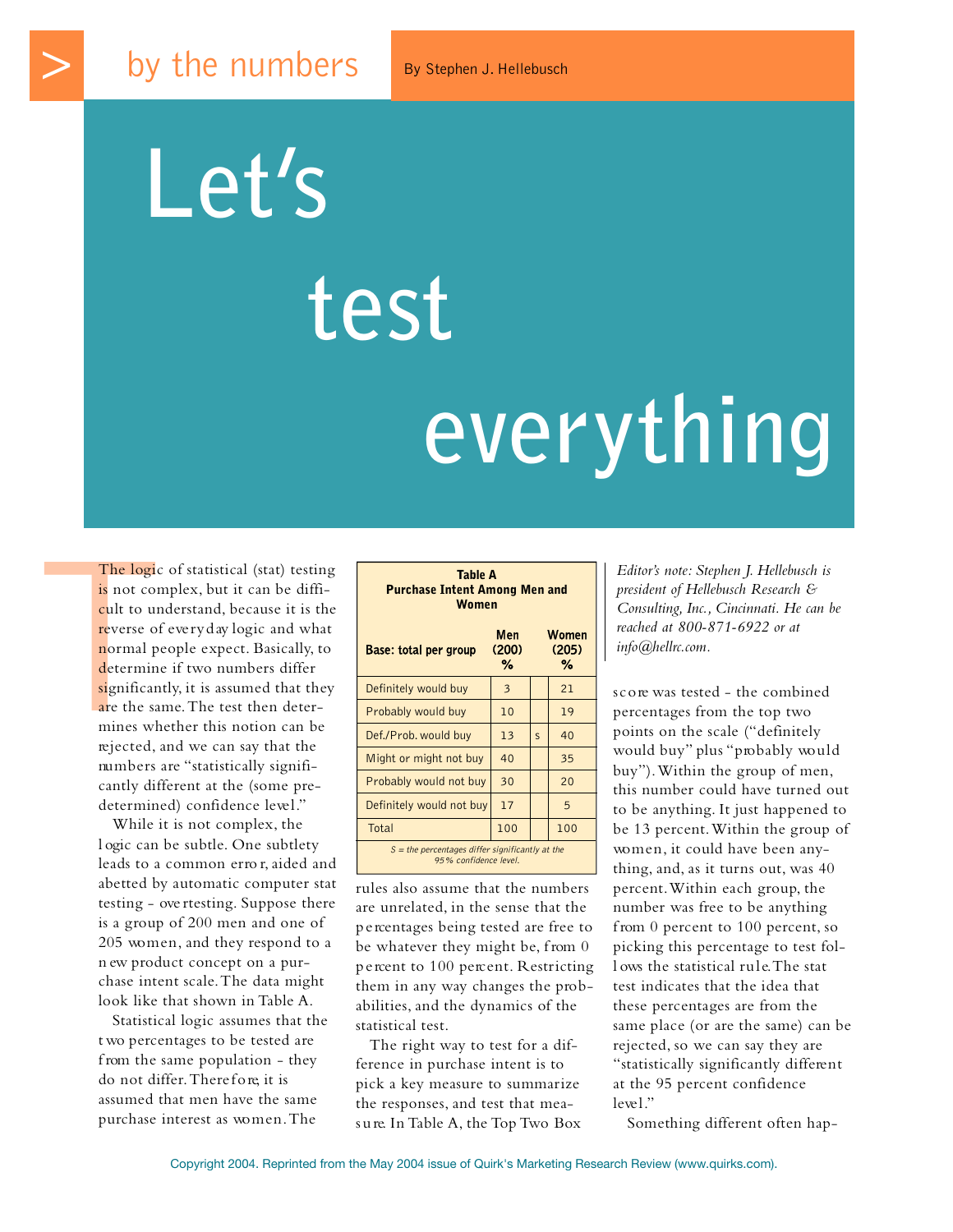by the numbers

By Stephen J. Hellebusch

# Let's test everything

The logic of statistical (stat) testing is not complex, but it can be difficult to understand, because it is the reverse of everyday logic and what normal people expect. Basically, to determine if two numbers differ significantly, it is assumed that they are the same. The test then determines whether this notion can be rejected, and we can say that the numbers are "statistically significantly different at the (some predetermined) confidence level."

While it is not complex, the logic can be subtle. One subtlety leads to a common error, aided and abetted by automatic computer stat testing - overtesting. Suppose there is a group of 200 men and one of 205 women, and they respond to a new product concept on a purchase intent scale. The data might look like that shown in Table A.

Statistical logic assumes that the two percentages to be tested are from the same population - they do not differ. Therefore, it is assumed that men have the same purchase interest as women. The rules also assume that the numbers are unrelated, in the sense that the percentages being tested are free to be whatever they might be, from 0 percent to 100 percent. Restricting them in any way changes the probabilities, and the dynamics of the statistical test.

**Table A**
**Purchase Intent Among Men and Women**

| Base: total per group | Men (200) % | | Women (205) % |
|---|---|---|---|
| Definitely would buy | 3 | | 21 |
| Probably would buy | 10 | | 19 |
| Def./Prob. would buy | 13 | s | 40 |
| Might or might not buy | 40 | | 35 |
| Probably would not buy | 30 | | 20 |
| Definitely would not buy | 17 | | 5 |
| Total | 100 | | 100 |

*S = the percentages differ significantly at the 95% confidence level.*

The right way to test for a difference in purchase intent is to pick a key measure to summarize the responses, and test that measure. In Table A, the Top Two Box score was tested - the combined percentages from the top two points on the scale ("definitely would buy" plus "probably would buy"). Within the group of men, this number could have turned out to be anything. It just happened to be 13 percent. Within the group of women, it could have been anything, and, as it turns out, was 40 percent. Within each group, the number was free to be anything from 0 percent to 100 percent, so picking this percentage to test follows the statistical rule. The stat test indicates that the idea that these percentages are from the same place (or are the same) can be rejected, so we can say they are "statistically significantly different at the 95 percent confidence level."

*Editor's note: Stephen J. Hellebusch is president of Hellebusch Research & Consulting, Inc., Cincinnati. He can be reached at 800-871-6922 or at info@hellrc.com.*

Something different often hap-

Copyright 2004. Reprinted from the May 2004 issue of Quirk's Marketing Research Review (www.quirks.com).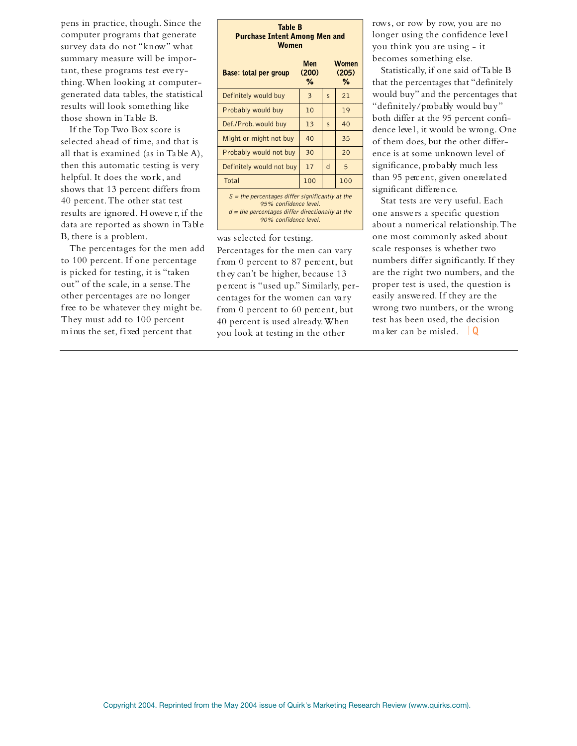pens in practice, though. Since the computer programs that generate survey data do not "know" what summary measure will be important, these programs test everything. When looking at computer-generated data tables, the statistical results will look something like those shown in Table B.

If the Top Two Box score is selected ahead of time, and that is all that is examined (as in Table A), then this automatic testing is very helpful. It does the work, and shows that 13 percent differs from 40 percent. The other stat test results are ignored. However, if the data are reported as shown in Table B, there is a problem.

The percentages for the men add to 100 percent. If one percentage is picked for testing, it is "taken out" of the scale, in a sense. The other percentages are no longer free to be whatever they might be. They must add to 100 percent minus the set, fixed percent that was selected for testing. Percentages for the men can vary from 0 percent to 87 percent, but they can't be higher, because 13 percent is "used up." Similarly, percentages for the women can vary from 0 percent to 60 percent, but 40 percent is used already. When you look at testing in the other rows, or row by row, you are no longer using the confidence level you think you are using - it becomes something else.

**Table B**
**Purchase Intent Among Men and Women**

| Base: total per group | Men (200) % | | Women (205) % |
|---|---|---|---|
| Definitely would buy | 3 | s | 21 |
| Probably would buy | 10 | | 19 |
| Def./Prob. would buy | 13 | s | 40 |
| Might or might not buy | 40 | | 35 |
| Probably would not buy | 30 | | 20 |
| Definitely would not buy | 17 | d | 5 |
| Total | 100 | | 100 |

*S = the percentages differ significantly at the 95% confidence level.*
*d = the percentages differ directionally at the 90% confidence level.*

Statistically, if one said of Table B that the percentages that "definitely would buy" and the percentages that "definitely/probably would buy" both differ at the 95 percent confidence level, it would be wrong. One of them does, but the other difference is at some unknown level of significance, probably much less than 95 percent, given one related significant difference.

Stat tests are very useful. Each one answers a specific question about a numerical relationship. The one most commonly asked about scale responses is whether two numbers differ significantly. If they are the right two numbers, and the proper test is used, the question is easily answered. If they are the wrong two numbers, or the wrong test has been used, the decision maker can be misled.

Copyright 2004. Reprinted from the May 2004 issue of Quirk's Marketing Research Review (www.quirks.com).